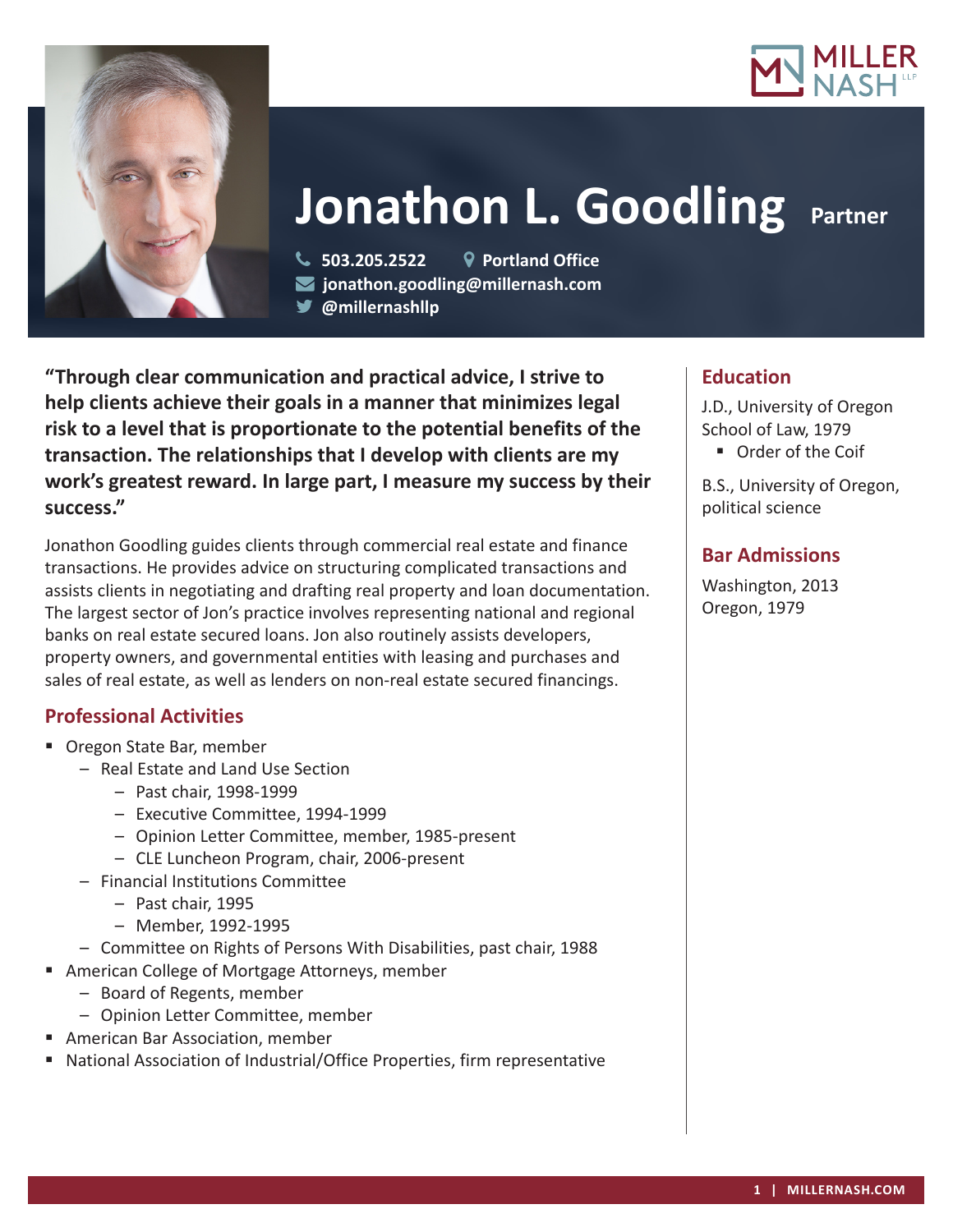# Jonathon L. Goodling Partner

503.205.2522 | Portland Office
jonathon.goodling@millernash.com
@millernashllp

**"Through clear communication and practical advice, I strive to help clients achieve their goals in a manner that minimizes legal risk to a level that is proportionate to the potential benefits of the transaction. The relationships that I develop with clients are my work's greatest reward. In large part, I measure my success by their success."**

Jonathon Goodling guides clients through commercial real estate and finance transactions. He provides advice on structuring complicated transactions and assists clients in negotiating and drafting real property and loan documentation. The largest sector of Jon's practice involves representing national and regional banks on real estate secured loans. Jon also routinely assists developers, property owners, and governmental entities with leasing and purchases and sales of real estate, as well as lenders on non-real estate secured financings.

## Professional Activities

- Oregon State Bar, member
  - Real Estate and Land Use Section
    - Past chair, 1998-1999
    - Executive Committee, 1994-1999
    - Opinion Letter Committee, member, 1985-present
    - CLE Luncheon Program, chair, 2006-present
  - Financial Institutions Committee
    - Past chair, 1995
    - Member, 1992-1995
  - Committee on Rights of Persons With Disabilities, past chair, 1988
- American College of Mortgage Attorneys, member
  - Board of Regents, member
  - Opinion Letter Committee, member
- American Bar Association, member
- National Association of Industrial/Office Properties, firm representative

## Education

J.D., University of Oregon School of Law, 1979
- Order of the Coif

B.S., University of Oregon, political science

## Bar Admissions

Washington, 2013
Oregon, 1979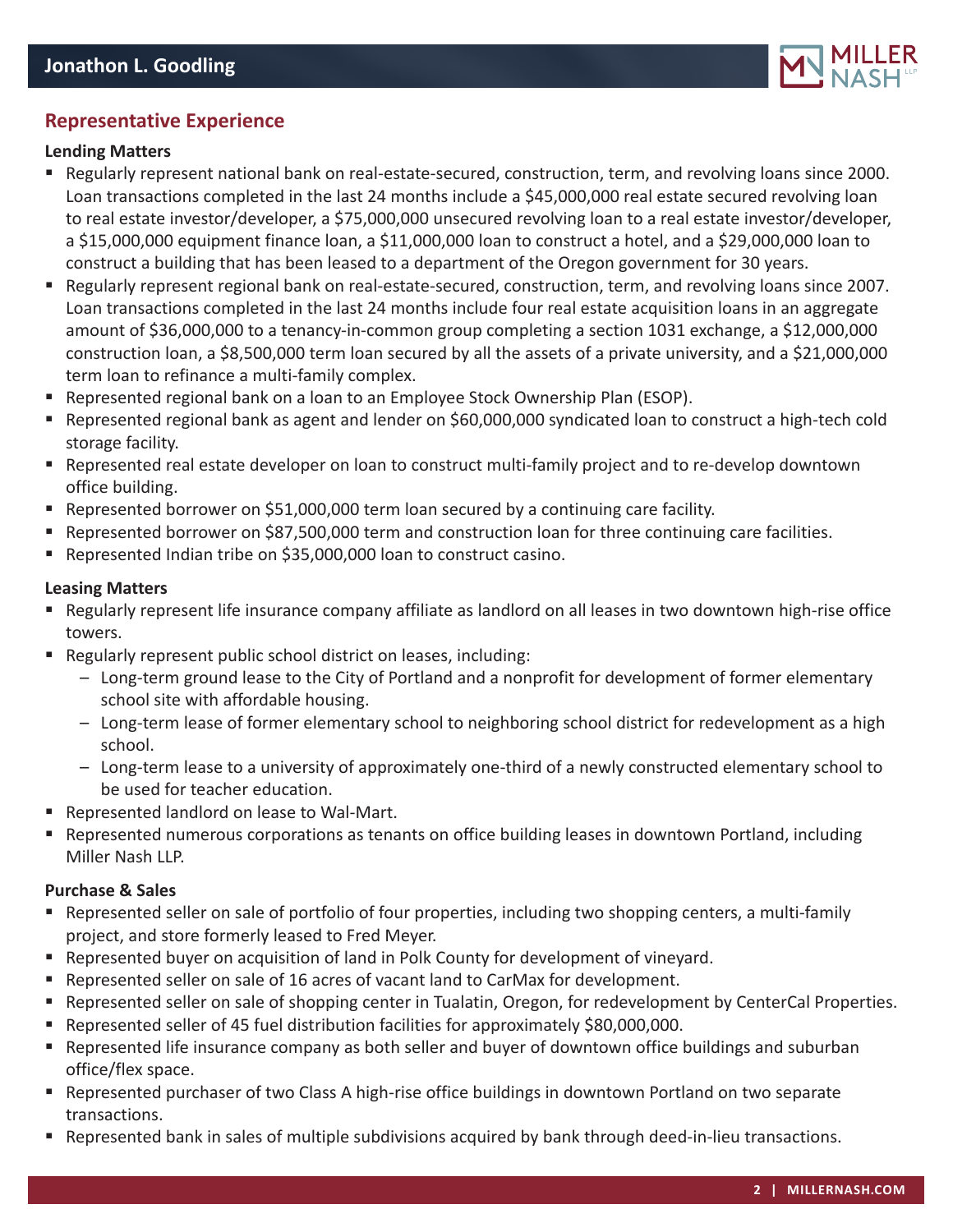## Representative Experience

### Lending Matters

- Regularly represent national bank on real-estate-secured, construction, term, and revolving loans since 2000. Loan transactions completed in the last 24 months include a $45,000,000 real estate secured revolving loan to real estate investor/developer, a $75,000,000 unsecured revolving loan to a real estate investor/developer, a $15,000,000 equipment finance loan, a $11,000,000 loan to construct a hotel, and a $29,000,000 loan to construct a building that has been leased to a department of the Oregon government for 30 years.
- Regularly represent regional bank on real-estate-secured, construction, term, and revolving loans since 2007. Loan transactions completed in the last 24 months include four real estate acquisition loans in an aggregate amount of $36,000,000 to a tenancy-in-common group completing a section 1031 exchange, a $12,000,000 construction loan, a $8,500,000 term loan secured by all the assets of a private university, and a $21,000,000 term loan to refinance a multi-family complex.
- Represented regional bank on a loan to an Employee Stock Ownership Plan (ESOP).
- Represented regional bank as agent and lender on $60,000,000 syndicated loan to construct a high-tech cold storage facility.
- Represented real estate developer on loan to construct multi-family project and to re-develop downtown office building.
- Represented borrower on $51,000,000 term loan secured by a continuing care facility.
- Represented borrower on $87,500,000 term and construction loan for three continuing care facilities.
- Represented Indian tribe on $35,000,000 loan to construct casino.

### Leasing Matters

- Regularly represent life insurance company affiliate as landlord on all leases in two downtown high-rise office towers.
- Regularly represent public school district on leases, including:
  - Long-term ground lease to the City of Portland and a nonprofit for development of former elementary school site with affordable housing.
  - Long-term lease of former elementary school to neighboring school district for redevelopment as a high school.
  - Long-term lease to a university of approximately one-third of a newly constructed elementary school to be used for teacher education.
- Represented landlord on lease to Wal-Mart.
- Represented numerous corporations as tenants on office building leases in downtown Portland, including Miller Nash LLP.

### Purchase & Sales

- Represented seller on sale of portfolio of four properties, including two shopping centers, a multi-family project, and store formerly leased to Fred Meyer.
- Represented buyer on acquisition of land in Polk County for development of vineyard.
- Represented seller on sale of 16 acres of vacant land to CarMax for development.
- Represented seller on sale of shopping center in Tualatin, Oregon, for redevelopment by CenterCal Properties.
- Represented seller of 45 fuel distribution facilities for approximately $80,000,000.
- Represented life insurance company as both seller and buyer of downtown office buildings and suburban office/flex space.
- Represented purchaser of two Class A high-rise office buildings in downtown Portland on two separate transactions.
- Represented bank in sales of multiple subdivisions acquired by bank through deed-in-lieu transactions.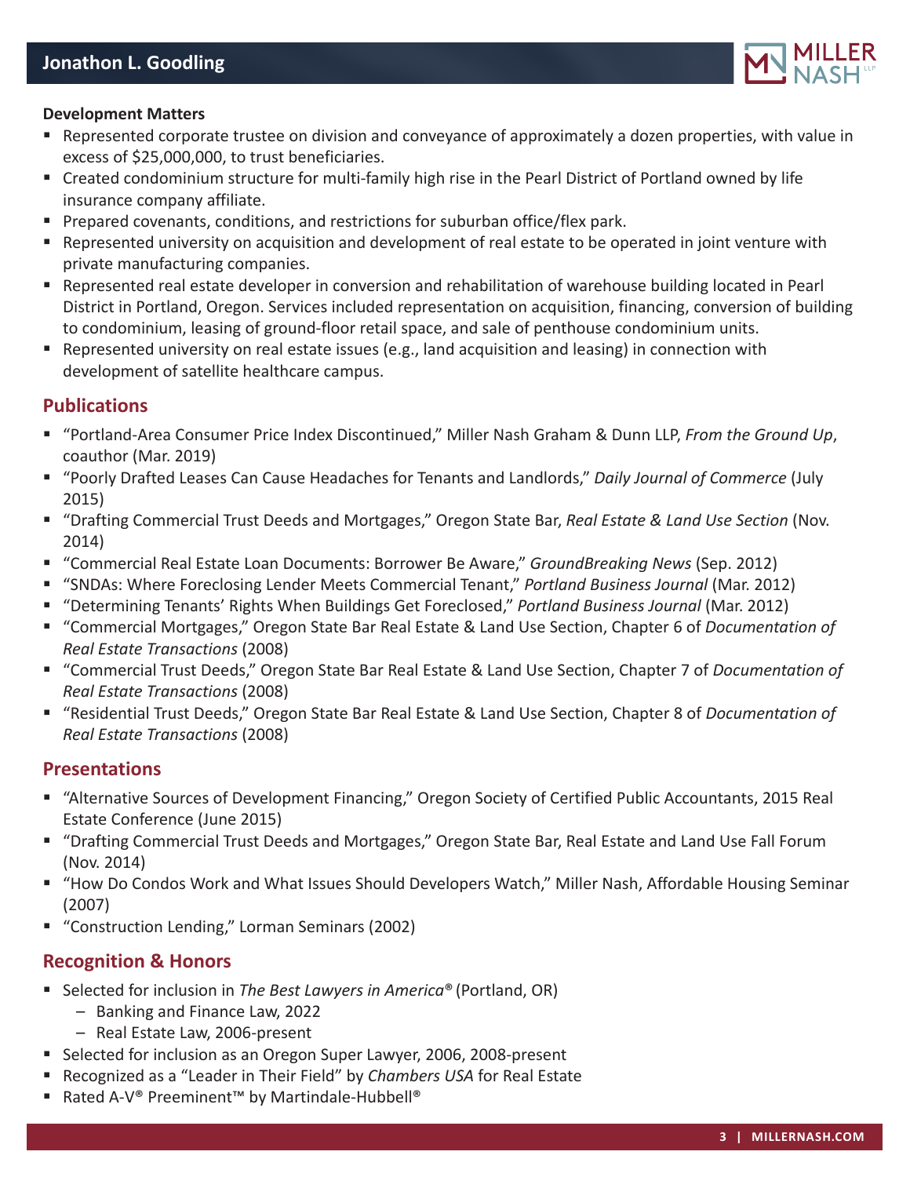**Development Matters**

- Represented corporate trustee on division and conveyance of approximately a dozen properties, with value in excess of $25,000,000, to trust beneficiaries.
- Created condominium structure for multi-family high rise in the Pearl District of Portland owned by life insurance company affiliate.
- Prepared covenants, conditions, and restrictions for suburban office/flex park.
- Represented university on acquisition and development of real estate to be operated in joint venture with private manufacturing companies.
- Represented real estate developer in conversion and rehabilitation of warehouse building located in Pearl District in Portland, Oregon. Services included representation on acquisition, financing, conversion of building to condominium, leasing of ground-floor retail space, and sale of penthouse condominium units.
- Represented university on real estate issues (e.g., land acquisition and leasing) in connection with development of satellite healthcare campus.

## Publications

- "Portland-Area Consumer Price Index Discontinued," Miller Nash Graham & Dunn LLP, *From the Ground Up*, coauthor (Mar. 2019)
- "Poorly Drafted Leases Can Cause Headaches for Tenants and Landlords," *Daily Journal of Commerce* (July 2015)
- "Drafting Commercial Trust Deeds and Mortgages," Oregon State Bar, *Real Estate & Land Use Section* (Nov. 2014)
- "Commercial Real Estate Loan Documents: Borrower Be Aware," *GroundBreaking News* (Sep. 2012)
- "SNDAs: Where Foreclosing Lender Meets Commercial Tenant," *Portland Business Journal* (Mar. 2012)
- "Determining Tenants' Rights When Buildings Get Foreclosed," *Portland Business Journal* (Mar. 2012)
- "Commercial Mortgages," Oregon State Bar Real Estate & Land Use Section, Chapter 6 of *Documentation of Real Estate Transactions* (2008)
- "Commercial Trust Deeds," Oregon State Bar Real Estate & Land Use Section, Chapter 7 of *Documentation of Real Estate Transactions* (2008)
- "Residential Trust Deeds," Oregon State Bar Real Estate & Land Use Section, Chapter 8 of *Documentation of Real Estate Transactions* (2008)

## Presentations

- "Alternative Sources of Development Financing," Oregon Society of Certified Public Accountants, 2015 Real Estate Conference (June 2015)
- "Drafting Commercial Trust Deeds and Mortgages," Oregon State Bar, Real Estate and Land Use Fall Forum (Nov. 2014)
- "How Do Condos Work and What Issues Should Developers Watch," Miller Nash, Affordable Housing Seminar (2007)
- "Construction Lending," Lorman Seminars (2002)

## Recognition & Honors

- Selected for inclusion in *The Best Lawyers in America®* (Portland, OR)
  - Banking and Finance Law, 2022
  - Real Estate Law, 2006-present
- Selected for inclusion as an Oregon Super Lawyer, 2006, 2008-present
- Recognized as a "Leader in Their Field" by *Chambers USA* for Real Estate
- Rated A-V® Preeminent™ by Martindale-Hubbell®